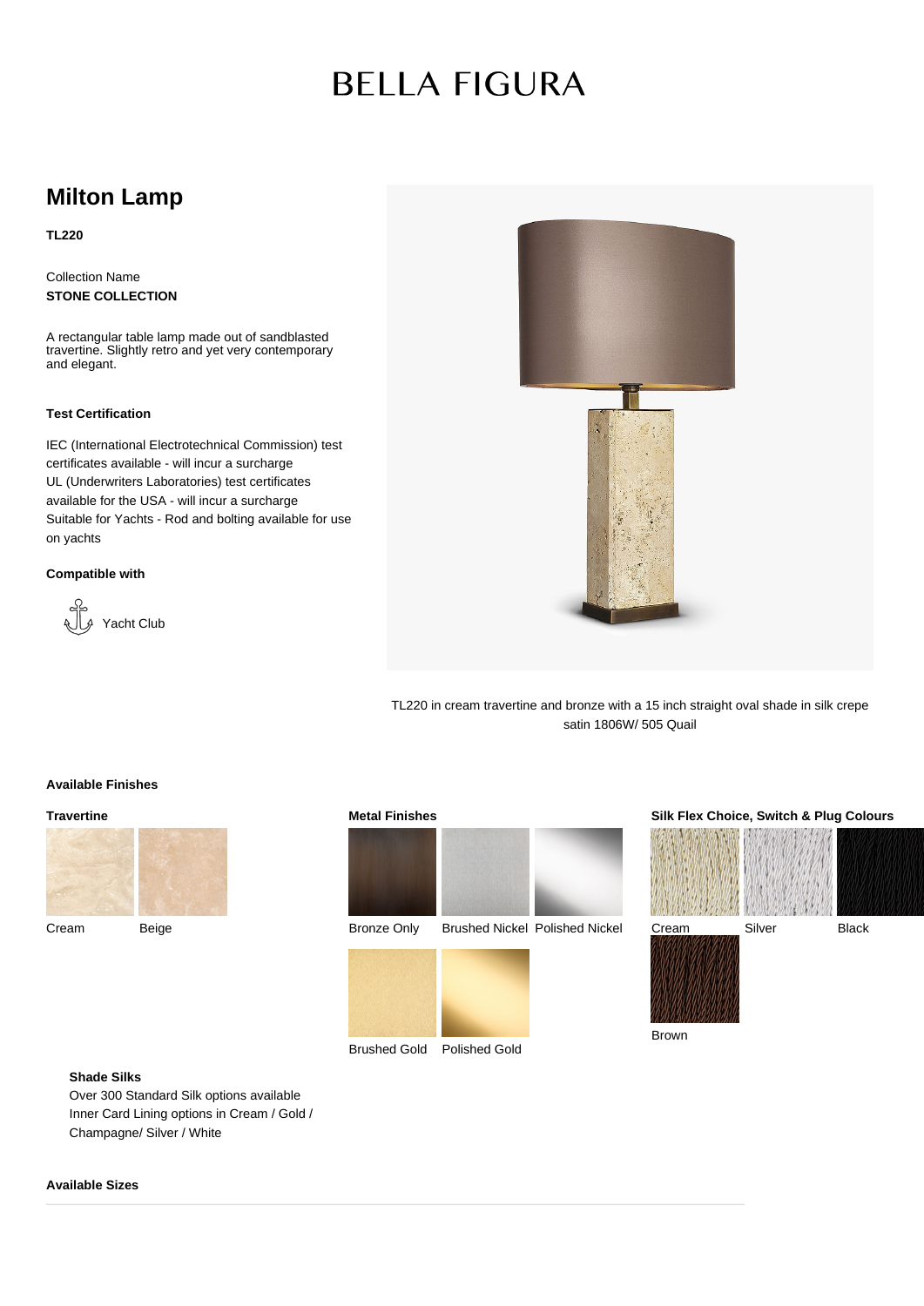# BELLA FIGURA

## Milton Lamp

**TL220**

Collection Name
**STONE COLLECTION**

A rectangular table lamp made out of sandblasted travertine. Slightly retro and yet very contemporary and elegant.

### Test Certification

IEC (International Electrotechnical Commission) test certificates available - will incur a surcharge
UL (Underwriters Laboratories) test certificates available for the USA - will incur a surcharge
Suitable for Yachts - Rod and bolting available for use on yachts

### Compatible with

Yacht Club

TL220 in cream travertine and bronze with a 15 inch straight oval shade in silk crepe satin 1806W/ 505 Quail

### Available Finishes

**Travertine**

- Cream
- Beige

**Metal Finishes**

- Bronze Only
- Brushed Nickel
- Polished Nickel
- Brushed Gold
- Polished Gold

**Silk Flex Choice, Switch & Plug Colours**

- Cream
- Silver
- Black
- Brown

**Shade Silks**

Over 300 Standard Silk options available
Inner Card Lining options in Cream / Gold / Champagne/ Silver / White

### Available Sizes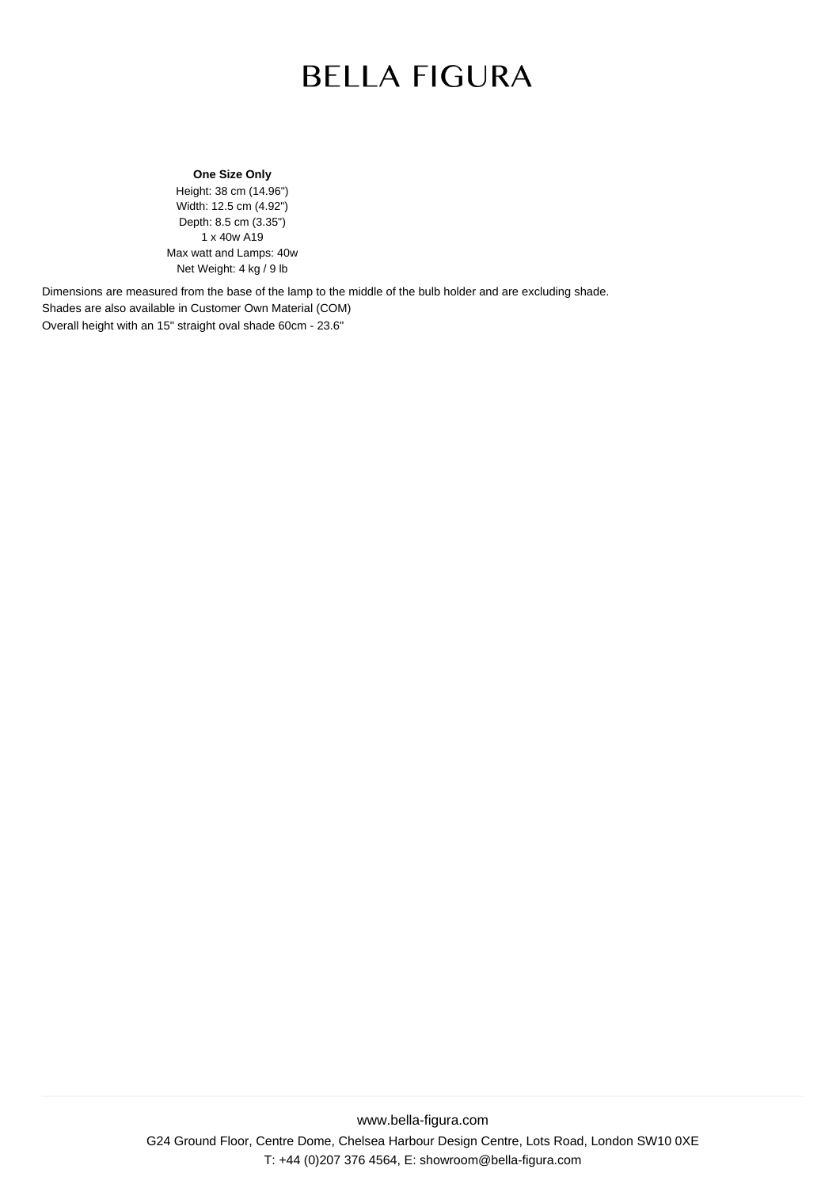**One Size Only**

Height: 38 cm (14.96")
Width: 12.5 cm (4.92")
Depth: 8.5 cm (3.35")
1 x 40w A19
Max watt and Lamps: 40w
Net Weight: 4 kg / 9 lb

Dimensions are measured from the base of the lamp to the middle of the bulb holder and are excluding shade.
Shades are also available in Customer Own Material (COM)
Overall height with an 15" straight oval shade 60cm - 23.6"